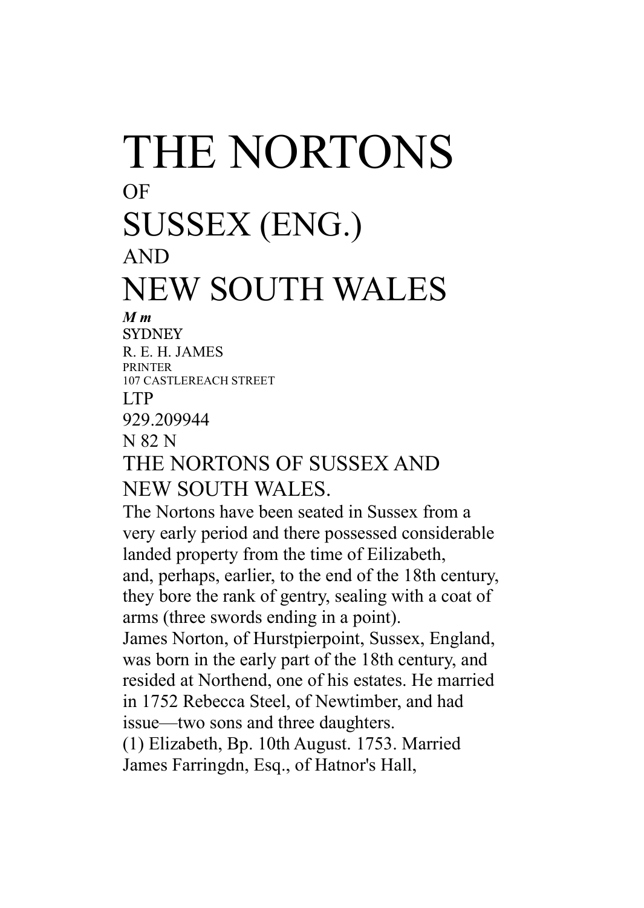# THE NORTONS

OF

# SUSSEX (ENG.)

AND

# NEW SOUTH WALES

***M m***

SYDNEY

R. E. H. JAMES

PRINTER

107 CASTLEREACH STREET

LTP

929.209944

N 82 N

## THE NORTONS OF SUSSEX AND NEW SOUTH WALES.

The Nortons have been seated in Sussex from a very early period and there possessed considerable landed property from the time of Eilizabeth, and, perhaps, earlier, to the end of the 18th century, they bore the rank of gentry, sealing with a coat of arms (three swords ending in a point).

James Norton, of Hurstpierpoint, Sussex, England, was born in the early part of the 18th century, and resided at Northend, one of his estates. He married in 1752 Rebecca Steel, of Newtimber, and had issue—two sons and three daughters.

(1) Elizabeth, Bp. 10th August. 1753. Married James Farringdn, Esq., of Hatnor's Hall,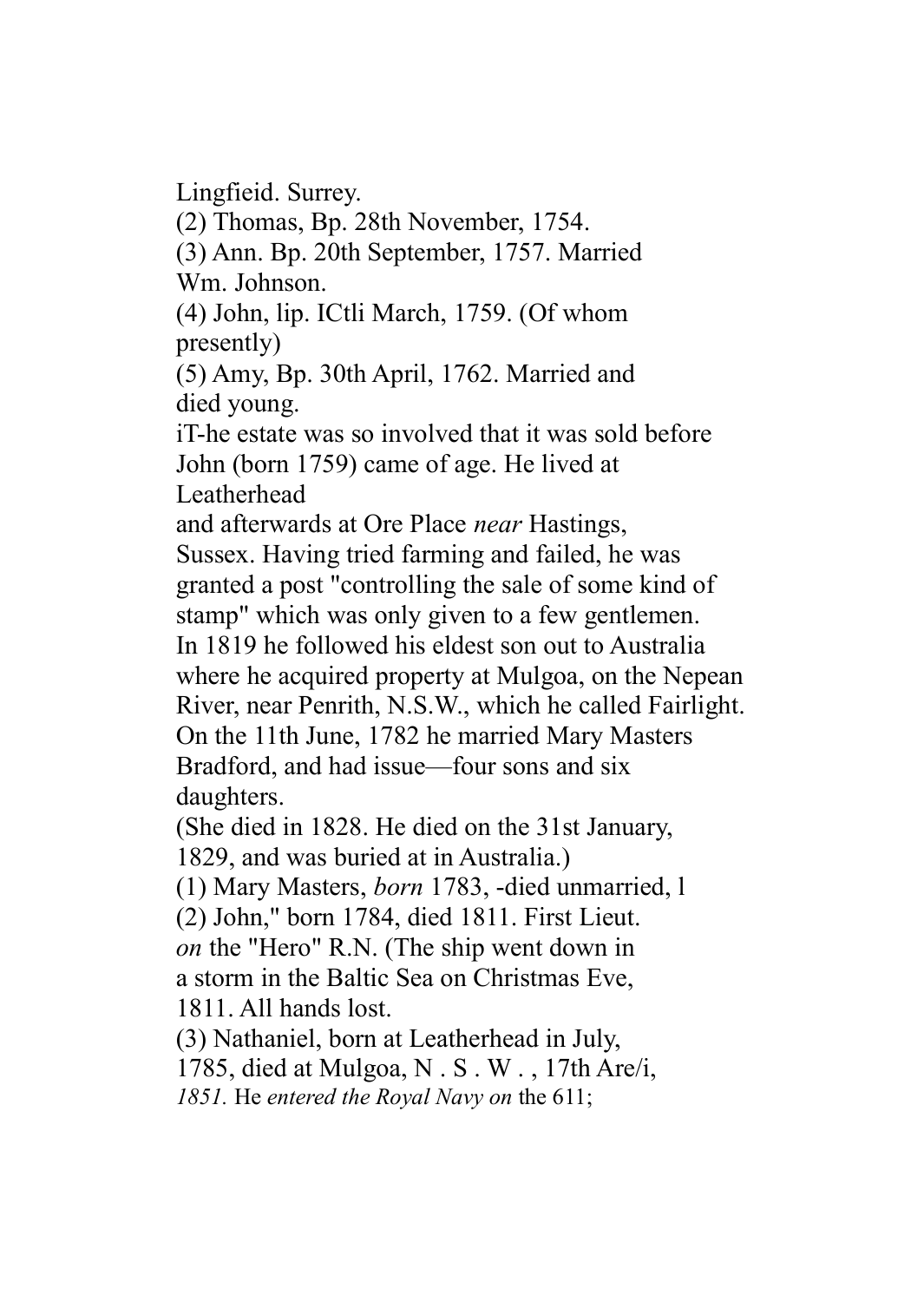Lingfieid. Surrey.

(2) Thomas, Bp. 28th November, 1754.

(3) Ann. Bp. 20th September, 1757. Married Wm. Johnson.

(4) John, lip. ICtli March, 1759. (Of whom presently)

(5) Amy, Bp. 30th April, 1762. Married and died young.

iT-he estate was so involved that it was sold before John (born 1759) came of age. He lived at Leatherhead and afterwards at Ore Place *near* Hastings, Sussex. Having tried farming and failed, he was granted a post "controlling the sale of some kind of stamp" which was only given to a few gentlemen. In 1819 he followed his eldest son out to Australia where he acquired property at Mulgoa, on the Nepean River, near Penrith, N.S.W., which he called Fairlight. On the 11th June, 1782 he married Mary Masters Bradford, and had issue—four sons and six daughters.

(She died in 1828. He died on the 31st January, 1829, and was buried at in Australia.)

(1) Mary Masters, *born* 1783, -died unmarried, l

(2) John," born 1784, died 1811. First Lieut. *on* the "Hero" R.N. (The ship went down in a storm in the Baltic Sea on Christmas Eve, 1811. All hands lost.

(3) Nathaniel, born at Leatherhead in July, 1785, died at Mulgoa, N . S . W . , 17th Are/i, *1851.* He *entered the Royal Navy on* the 611;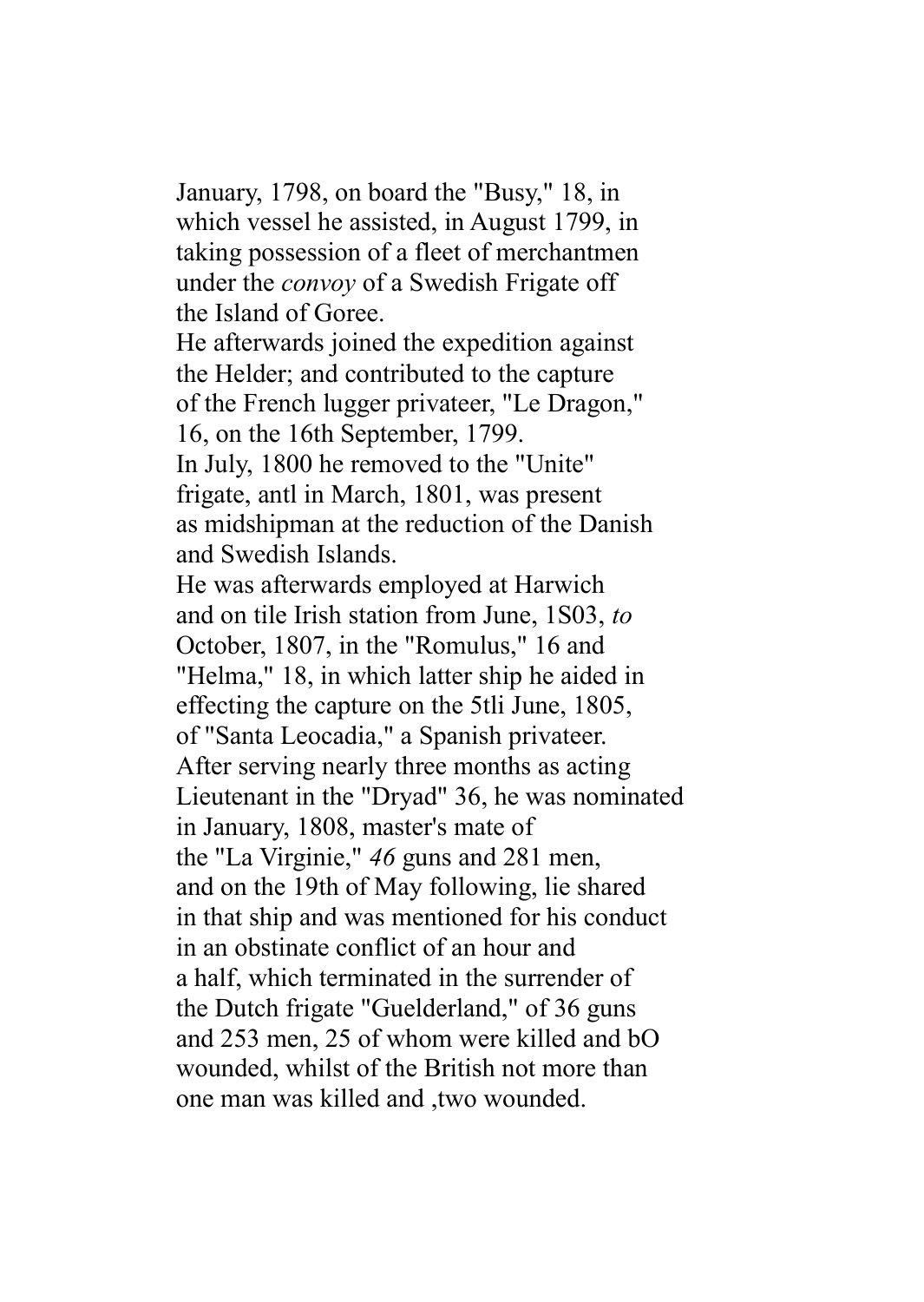January, 1798, on board the "Busy," 18, in which vessel he assisted, in August 1799, in taking possession of a fleet of merchantmen under the *convoy* of a Swedish Frigate off the Island of Goree.

He afterwards joined the expedition against the Helder; and contributed to the capture of the French lugger privateer, "Le Dragon," 16, on the 16th September, 1799.

In July, 1800 he removed to the "Unite" frigate, antl in March, 1801, was present as midshipman at the reduction of the Danish and Swedish Islands.

He was afterwards employed at Harwich and on tile Irish station from June, 1S03, *to* October, 1807, in the "Romulus," 16 and "Helma," 18, in which latter ship he aided in effecting the capture on the 5tli June, 1805, of "Santa Leocadia," a Spanish privateer.

After serving nearly three months as acting Lieutenant in the "Dryad" 36, he was nominated in January, 1808, master's mate of the "La Virginie," *46* guns and 281 men, and on the 19th of May following, lie shared in that ship and was mentioned for his conduct in an obstinate conflict of an hour and a half, which terminated in the surrender of the Dutch frigate "Guelderland," of 36 guns and 253 men, 25 of whom were killed and bO wounded, whilst of the British not more than one man was killed and ,two wounded.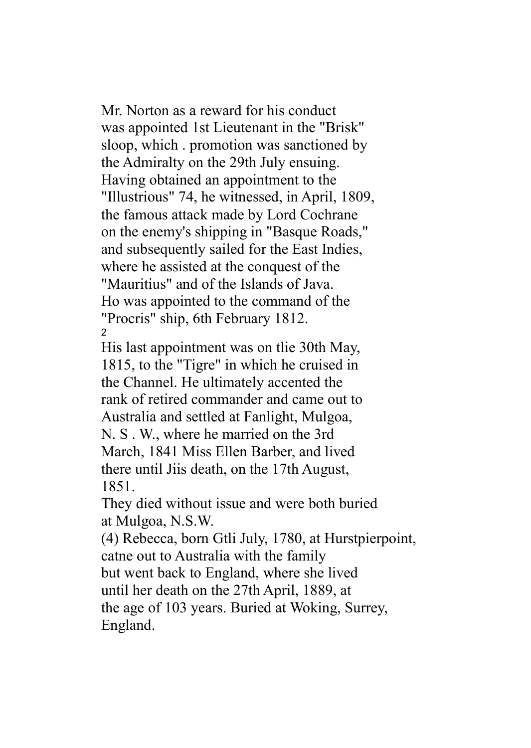Mr. Norton as a reward for his conduct was appointed 1st Lieutenant in the "Brisk" sloop, which . promotion was sanctioned by the Admiralty on the 29th July ensuing. Having obtained an appointment to the "Illustrious" 74, he witnessed, in April, 1809, the famous attack made by Lord Cochrane on the enemy's shipping in "Basque Roads," and subsequently sailed for the East Indies, where he assisted at the conquest of the "Mauritius" and of the Islands of Java. Ho was appointed to the command of the "Procris" ship, 6th February 1812.

His last appointment was on tlie 30th May, 1815, to the "Tigre" in which he cruised in the Channel. He ultimately accented the rank of retired commander and came out to Australia and settled at Fanlight, Mulgoa, N. S . W., where he married on the 3rd March, 1841 Miss Ellen Barber, and lived there until Jiis death, on the 17th August, 1851.

They died without issue and were both buried at Mulgoa, N.S.W.

(4) Rebecca, born Gtli July, 1780, at Hurstpierpoint, catne out to Australia with the family but went back to England, where she lived until her death on the 27th April, 1889, at the age of 103 years. Buried at Woking, Surrey, England.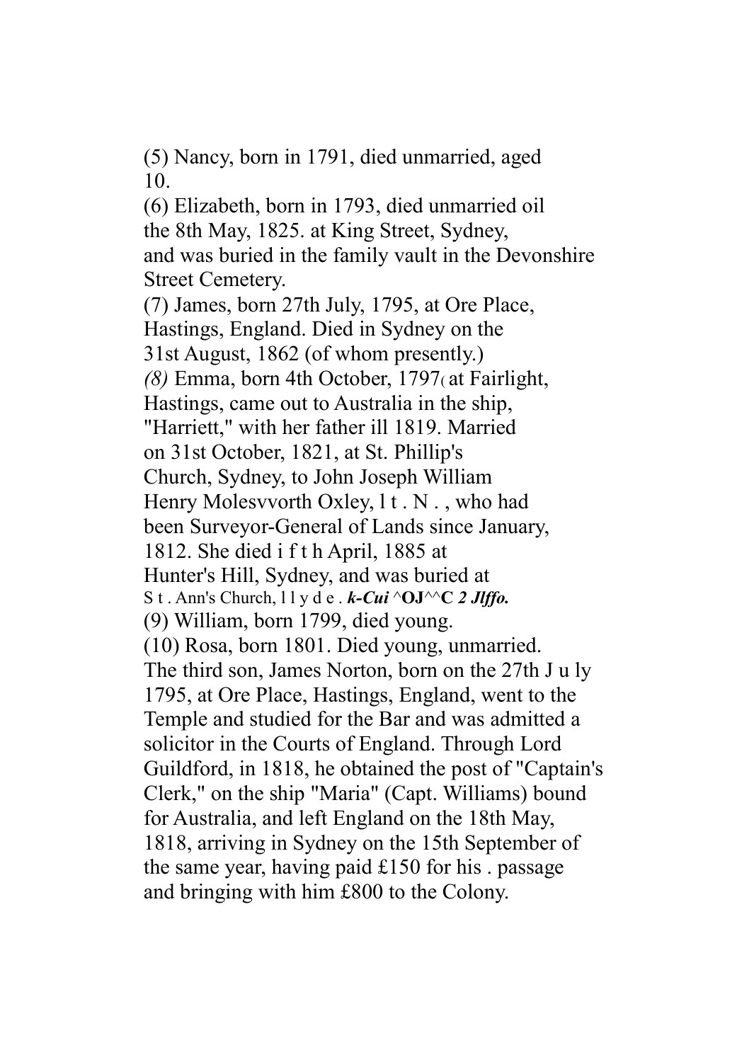(5) Nancy, born in 1791, died unmarried, aged 10.

(6) Elizabeth, born in 1793, died unmarried oil the 8th May, 1825. at King Street, Sydney, and was buried in the family vault in the Devonshire Street Cemetery.

(7) James, born 27th July, 1795, at Ore Place, Hastings, England. Died in Sydney on the 31st August, 1862 (of whom presently.)

*(8)* Emma, born 4th October, 1797( at Fairlight, Hastings, came out to Australia in the ship, "Harriett," with her father ill 1819. Married on 31st October, 1821, at St. Phillip's Church, Sydney, to John Joseph William Henry Molesvvorth Oxley, l t . N . , who had been Surveyor-General of Lands since January, 1812. She died i f t h April, 1885 at Hunter's Hill, Sydney, and was buried at S t . Ann's Church, l l y d e . ***k-Cui* ^OJ^^C *2 Jlffo.***

(9) William, born 1799, died young.

(10) Rosa, born 1801. Died young, unmarried.

The third son, James Norton, born on the 27th J u ly 1795, at Ore Place, Hastings, England, went to the Temple and studied for the Bar and was admitted a solicitor in the Courts of England. Through Lord Guildford, in 1818, he obtained the post of "Captain's Clerk," on the ship "Maria" (Capt. Williams) bound for Australia, and left England on the 18th May, 1818, arriving in Sydney on the 15th September of the same year, having paid £150 for his . passage and bringing with him £800 to the Colony.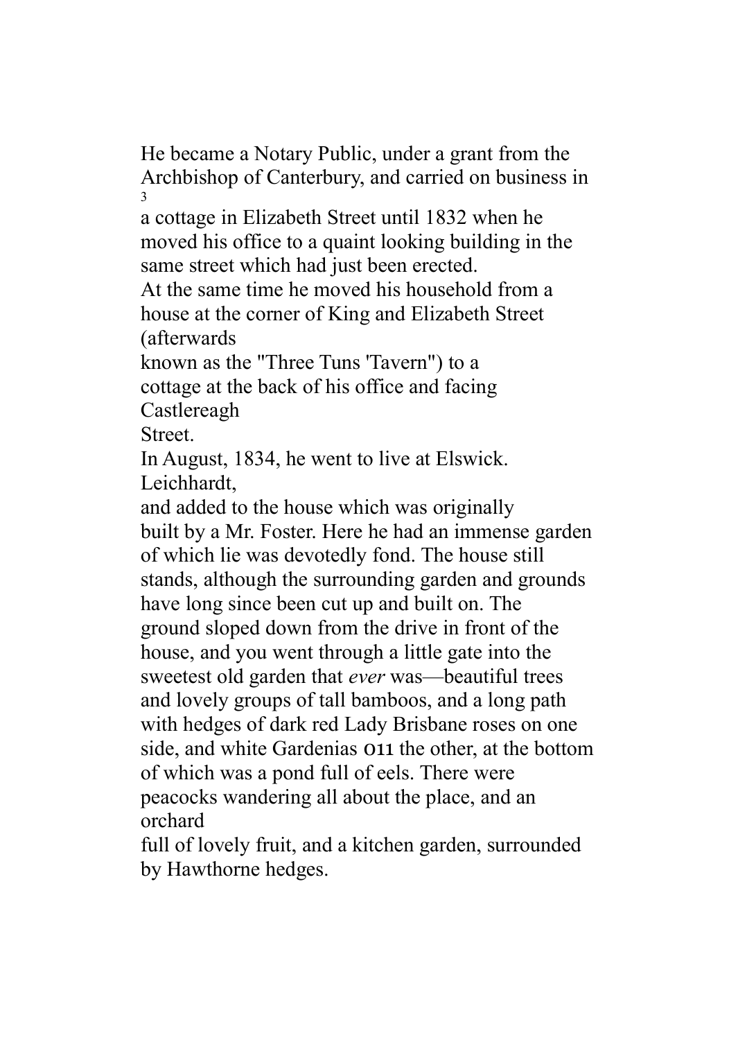He became a Notary Public, under a grant from the Archbishop of Canterbury, and carried on business in a cottage in Elizabeth Street until 1832 when he moved his office to a quaint looking building in the same street which had just been erected.

At the same time he moved his household from a house at the corner of King and Elizabeth Street (afterwards known as the "Three Tuns 'Tavern") to a cottage at the back of his office and facing Castlereagh Street.

In August, 1834, he went to live at Elswick. Leichhardt, and added to the house which was originally built by a Mr. Foster. Here he had an immense garden of which lie was devotedly fond. The house still stands, although the surrounding garden and grounds have long since been cut up and built on. The ground sloped down from the drive in front of the house, and you went through a little gate into the sweetest old garden that *ever* was—beautiful trees and lovely groups of tall bamboos, and a long path with hedges of dark red Lady Brisbane roses on one side, and white Gardenias 011 the other, at the bottom of which was a pond full of eels. There were peacocks wandering all about the place, and an orchard full of lovely fruit, and a kitchen garden, surrounded by Hawthorne hedges.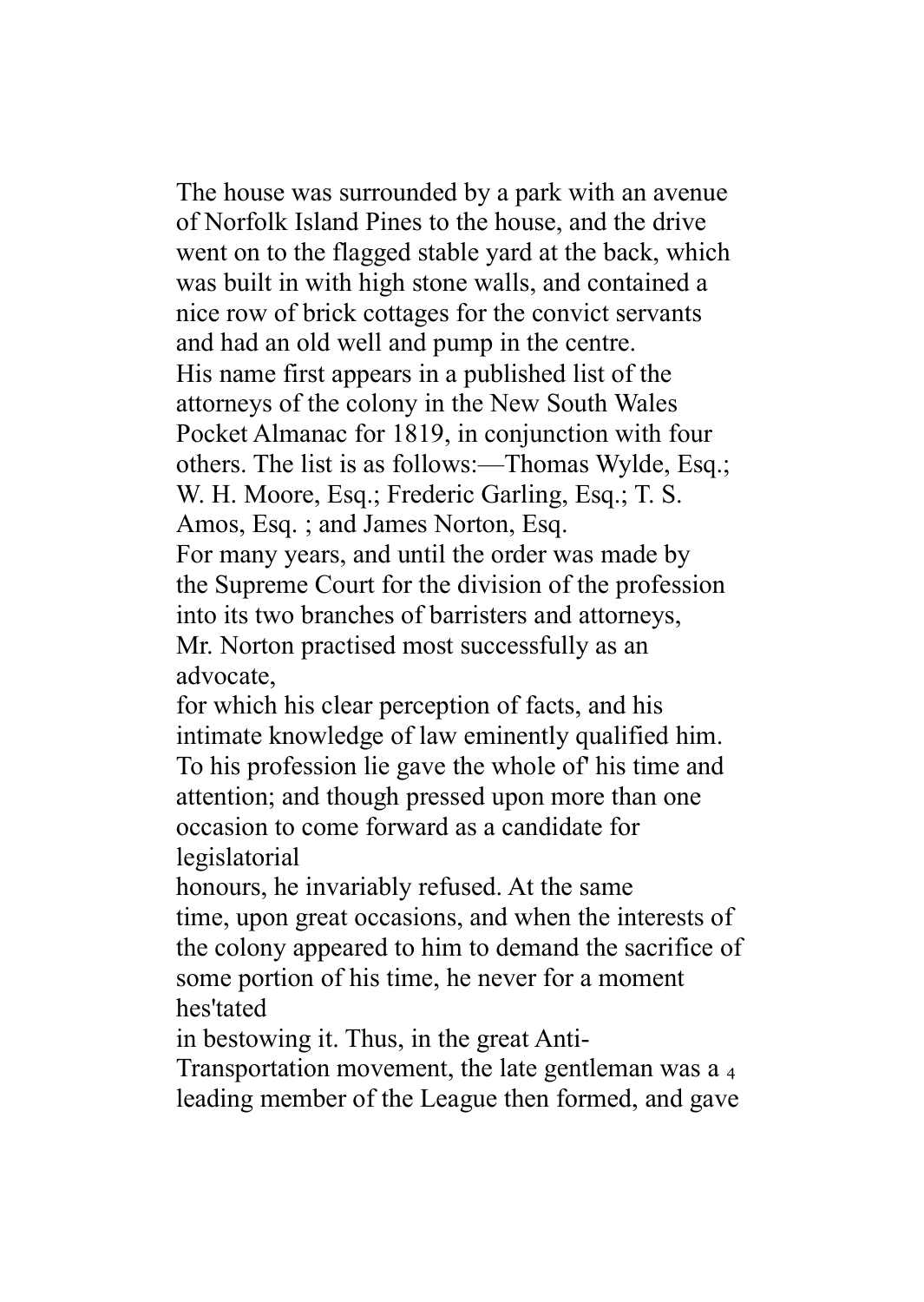The house was surrounded by a park with an avenue of Norfolk Island Pines to the house, and the drive went on to the flagged stable yard at the back, which was built in with high stone walls, and contained a nice row of brick cottages for the convict servants and had an old well and pump in the centre.

His name first appears in a published list of the attorneys of the colony in the New South Wales Pocket Almanac for 1819, in conjunction with four others. The list is as follows:—Thomas Wylde, Esq.; W. H. Moore, Esq.; Frederic Garling, Esq.; T. S. Amos, Esq. ; and James Norton, Esq.

For many years, and until the order was made by the Supreme Court for the division of the profession into its two branches of barristers and attorneys, Mr. Norton practised most successfully as an advocate, for which his clear perception of facts, and his intimate knowledge of law eminently qualified him. To his profession lie gave the whole of' his time and attention; and though pressed upon more than one occasion to come forward as a candidate for legislatorial honours, he invariably refused. At the same time, upon great occasions, and when the interests of the colony appeared to him to demand the sacrifice of some portion of his time, he never for a moment hes'tated in bestowing it. Thus, in the great Anti-Transportation movement, the late gentleman was a leading member of the League then formed, and gave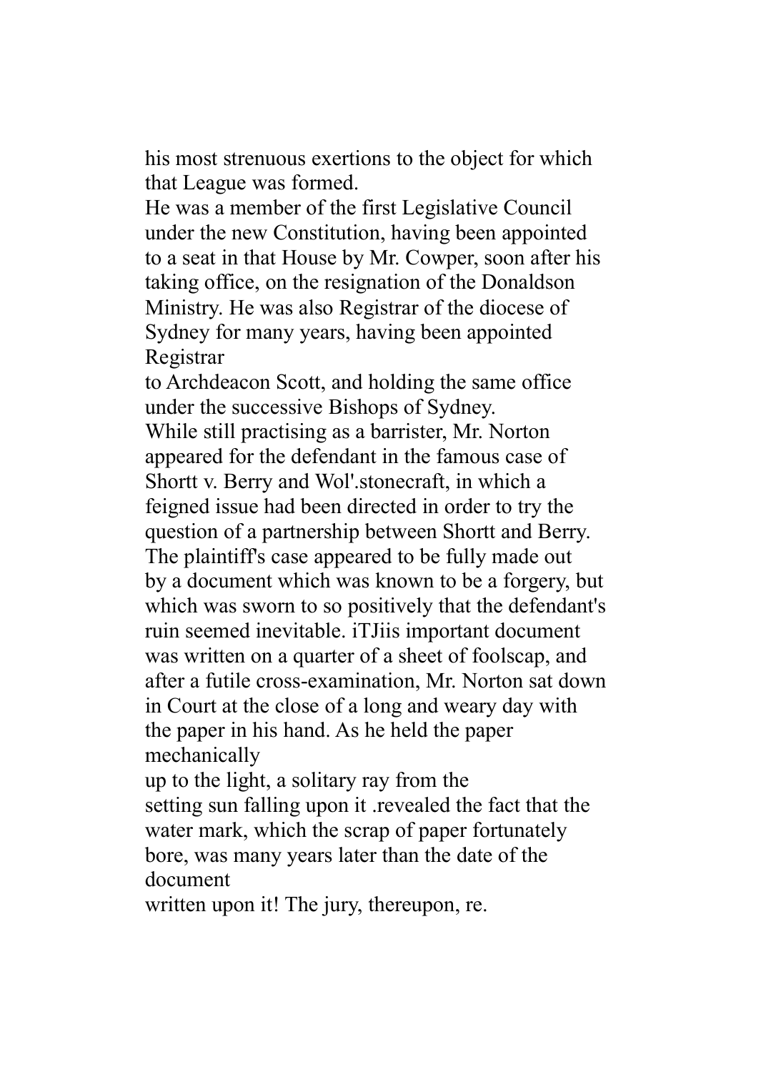his most strenuous exertions to the object for which that League was formed.

He was a member of the first Legislative Council under the new Constitution, having been appointed to a seat in that House by Mr. Cowper, soon after his taking office, on the resignation of the Donaldson Ministry. He was also Registrar of the diocese of Sydney for many years, having been appointed Registrar to Archdeacon Scott, and holding the same office under the successive Bishops of Sydney.

While still practising as a barrister, Mr. Norton appeared for the defendant in the famous case of Shortt v. Berry and Wol'.stonecraft, in which a feigned issue had been directed in order to try the question of a partnership between Shortt and Berry. The plaintiff's case appeared to be fully made out by a document which was known to be a forgery, but which was sworn to so positively that the defendant's ruin seemed inevitable. iTJiis important document was written on a quarter of a sheet of foolscap, and after a futile cross-examination, Mr. Norton sat down in Court at the close of a long and weary day with the paper in his hand. As he held the paper mechanically up to the light, a solitary ray from the setting sun falling upon it .revealed the fact that the water mark, which the scrap of paper fortunately bore, was many years later than the date of the document written upon it! The jury, thereupon, re.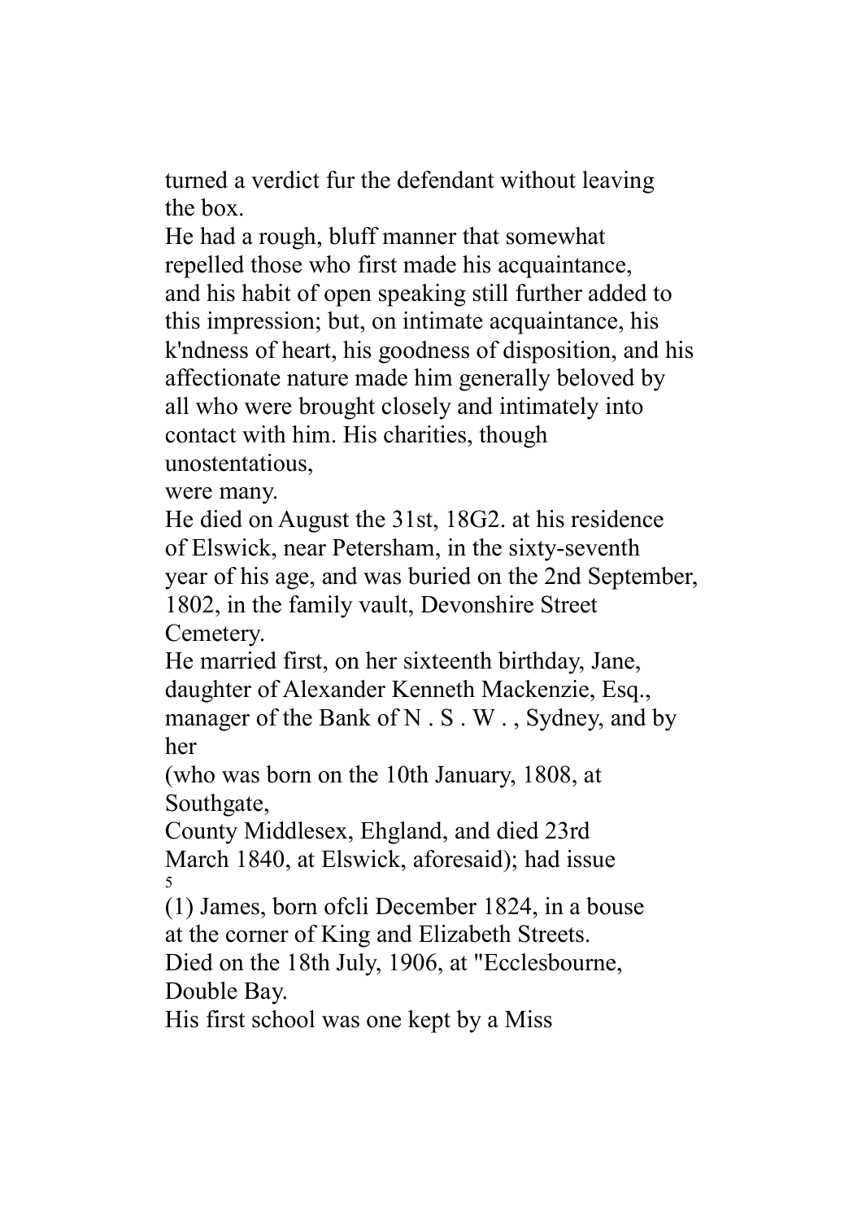turned a verdict fur the defendant without leaving the box.

He had a rough, bluff manner that somewhat repelled those who first made his acquaintance, and his habit of open speaking still further added to this impression; but, on intimate acquaintance, his k'ndness of heart, his goodness of disposition, and his affectionate nature made him generally beloved by all who were brought closely and intimately into contact with him. His charities, though unostentatious, were many.

He died on August the 31st, 18G2. at his residence of Elswick, near Petersham, in the sixty-seventh year of his age, and was buried on the 2nd September, 1802, in the family vault, Devonshire Street Cemetery.

He married first, on her sixteenth birthday, Jane, daughter of Alexander Kenneth Mackenzie, Esq., manager of the Bank of N . S . W . , Sydney, and by her (who was born on the 10th January, 1808, at Southgate, County Middlesex, Ehgland, and died 23rd March 1840, at Elswick, aforesaid); had issue

5

(1) James, born ofcli December 1824, in a bouse at the corner of King and Elizabeth Streets. Died on the 18th July, 1906, at "Ecclesbourne, Double Bay.

His first school was one kept by a Miss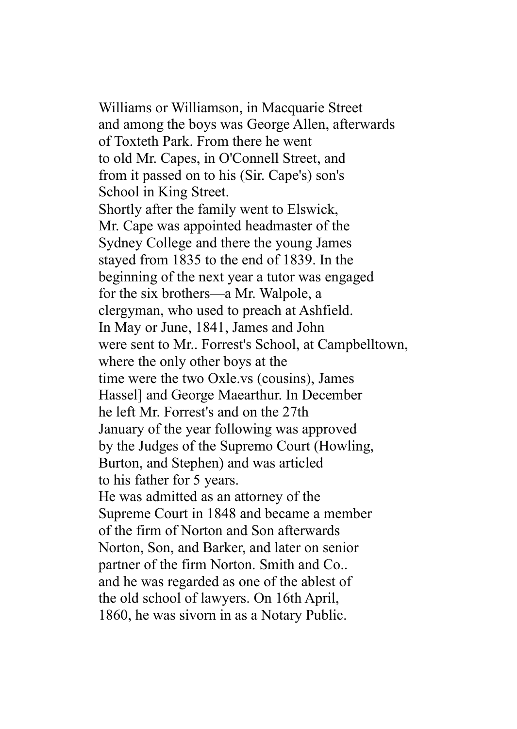Williams or Williamson, in Macquarie Street and among the boys was George Allen, afterwards of Toxteth Park. From there he went to old Mr. Capes, in O'Connell Street, and from it passed on to his (Sir. Cape's) son's School in King Street.

Shortly after the family went to Elswick, Mr. Cape was appointed headmaster of the Sydney College and there the young James stayed from 1835 to the end of 1839. In the beginning of the next year a tutor was engaged for the six brothers—a Mr. Walpole, a clergyman, who used to preach at Ashfield. In May or June, 1841, James and John were sent to Mr.. Forrest's School, at Campbelltown, where the only other boys at the time were the two Oxle.vs (cousins), James Hassel] and George Maearthur. In December he left Mr. Forrest's and on the 27th January of the year following was approved by the Judges of the Supremo Court (Howling, Burton, and Stephen) and was articled to his father for 5 years.

He was admitted as an attorney of the Supreme Court in 1848 and became a member of the firm of Norton and Son afterwards Norton, Son, and Barker, and later on senior partner of the firm Norton. Smith and Co.. and he was regarded as one of the ablest of the old school of lawyers. On 16th April, 1860, he was sivorn in as a Notary Public.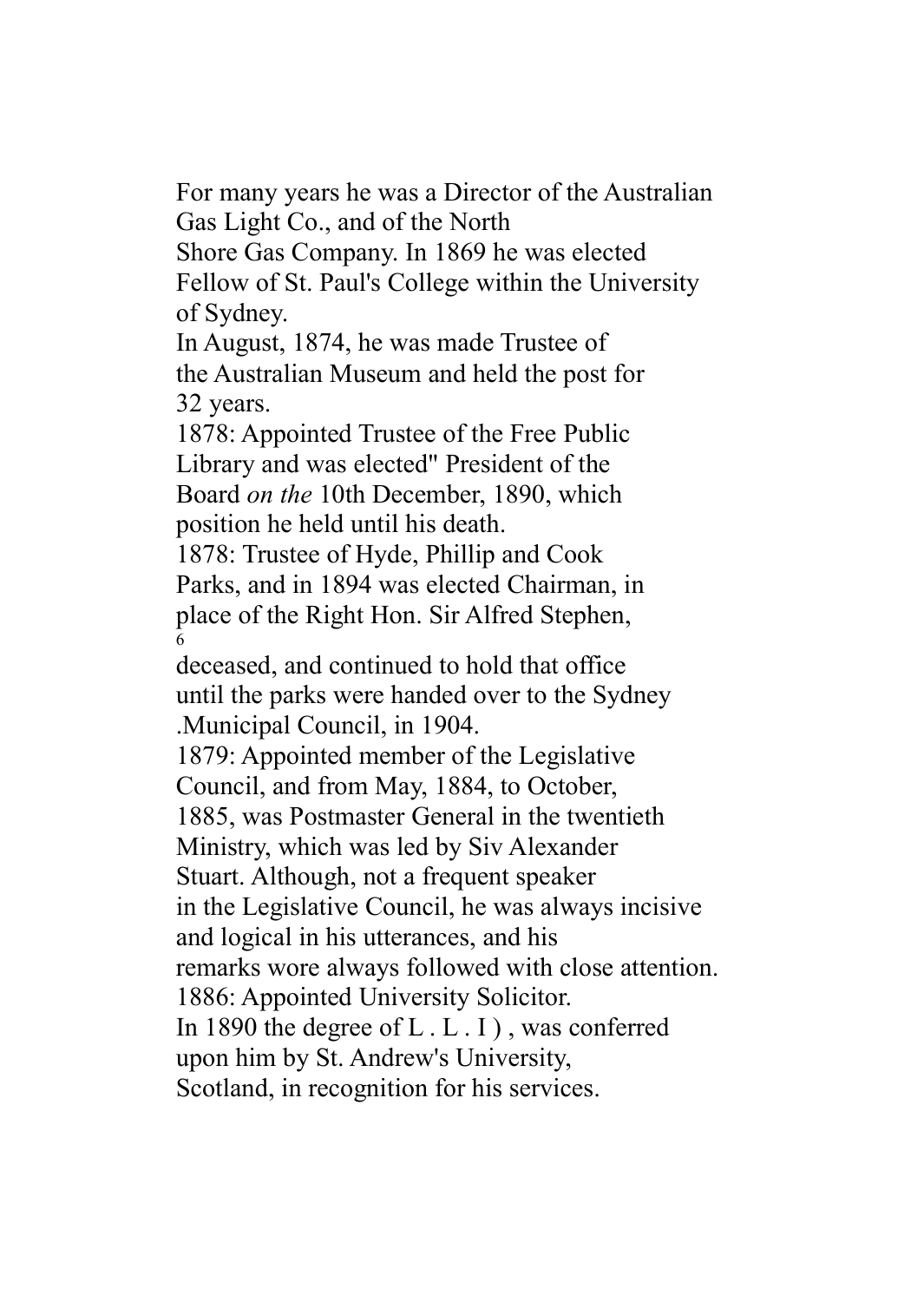For many years he was a Director of the Australian Gas Light Co., and of the North Shore Gas Company. In 1869 he was elected Fellow of St. Paul's College within the University of Sydney.

In August, 1874, he was made Trustee of the Australian Museum and held the post for 32 years.

1878: Appointed Trustee of the Free Public Library and was elected" President of the Board *on the* 10th December, 1890, which position he held until his death.

1878: Trustee of Hyde, Phillip and Cook Parks, and in 1894 was elected Chairman, in place of the Right Hon. Sir Alfred Stephen, deceased, and continued to hold that office until the parks were handed over to the Sydney .Municipal Council, in 1904.

1879: Appointed member of the Legislative Council, and from May, 1884, to October, 1885, was Postmaster General in the twentieth Ministry, which was led by Siv Alexander Stuart. Although, not a frequent speaker in the Legislative Council, he was always incisive and logical in his utterances, and his remarks wore always followed with close attention.

1886: Appointed University Solicitor.

In 1890 the degree of L . L . I ) , was conferred upon him by St. Andrew's University, Scotland, in recognition for his services.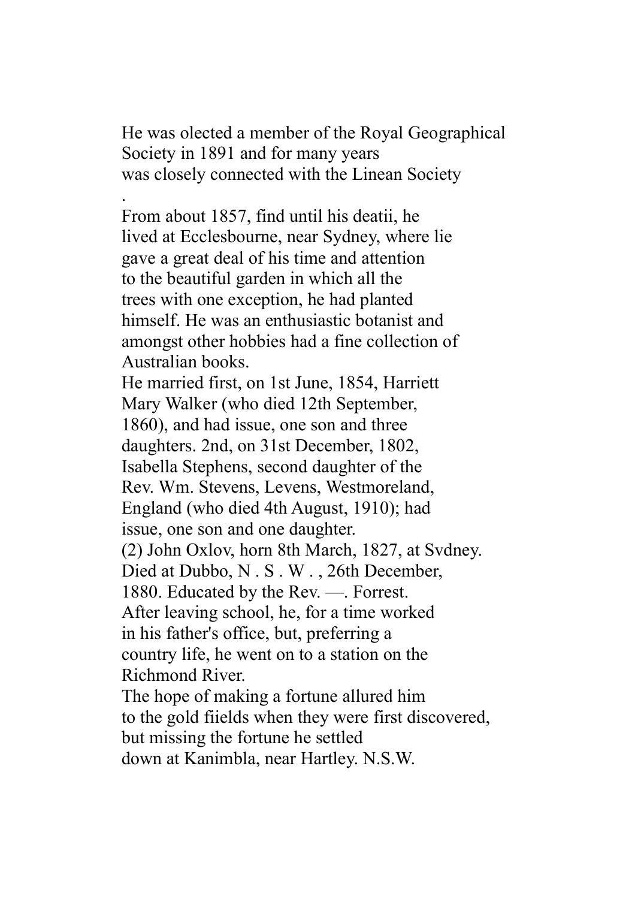He was olected a member of the Royal Geographical Society in 1891 and for many years was closely connected with the Linean Society

.

From about 1857, find until his deatii, he lived at Ecclesbourne, near Sydney, where lie gave a great deal of his time and attention to the beautiful garden in which all the trees with one exception, he had planted himself. He was an enthusiastic botanist and amongst other hobbies had a fine collection of Australian books.

He married first, on 1st June, 1854, Harriett Mary Walker (who died 12th September, 1860), and had issue, one son and three daughters. 2nd, on 31st December, 1802, Isabella Stephens, second daughter of the Rev. Wm. Stevens, Levens, Westmoreland, England (who died 4th August, 1910); had issue, one son and one daughter.

(2) John Oxlov, horn 8th March, 1827, at Svdney. Died at Dubbo, N . S . W . , 26th December, 1880. Educated by the Rev. —. Forrest. After leaving school, he, for a time worked in his father's office, but, preferring a country life, he went on to a station on the Richmond River.

The hope of making a fortune allured him to the gold fiields when they were first discovered, but missing the fortune he settled down at Kanimbla, near Hartley. N.S.W.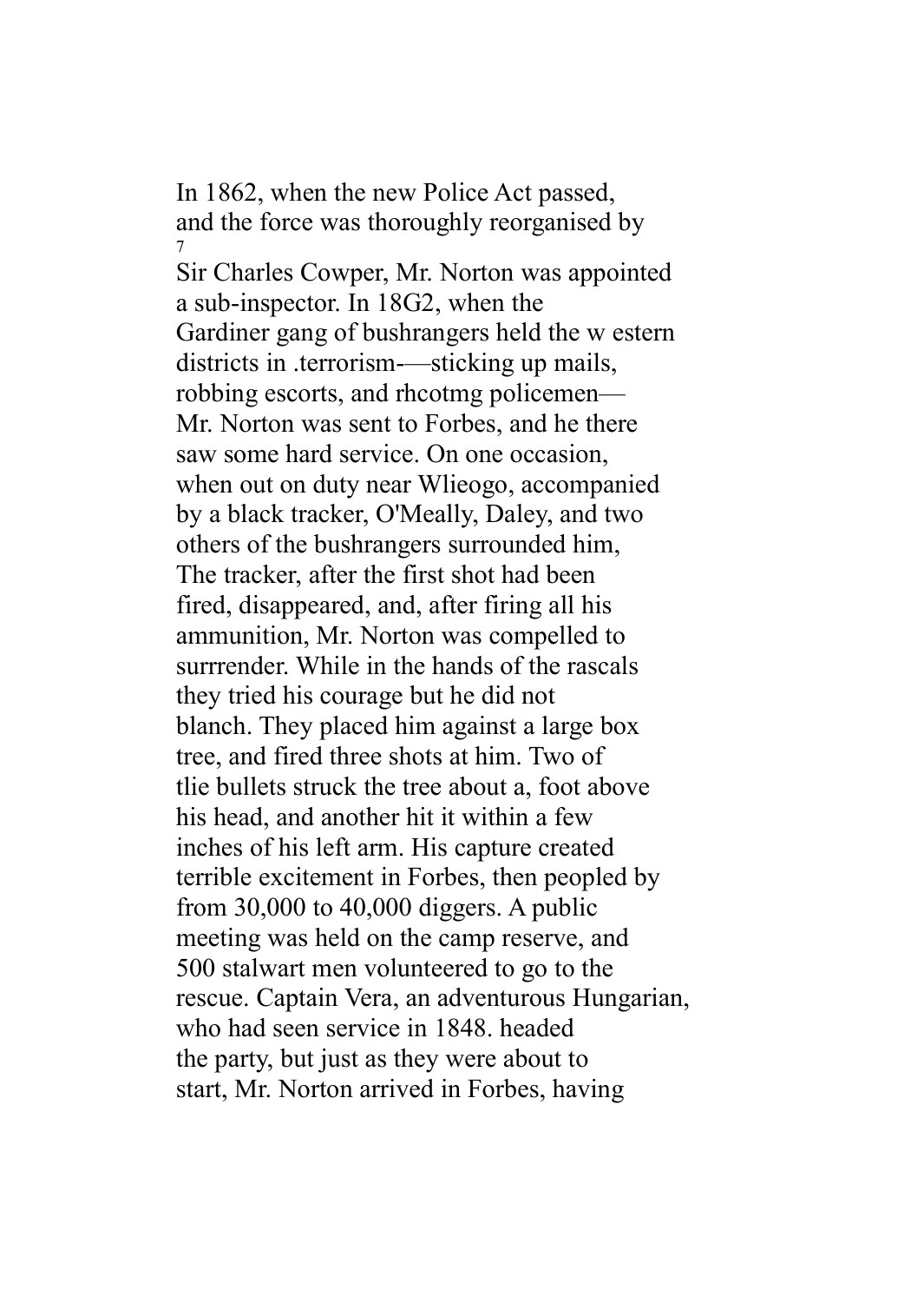In 1862, when the new Police Act passed, and the force was thoroughly reorganised by Sir Charles Cowper, Mr. Norton was appointed a sub-inspector. In 18G2, when the Gardiner gang of bushrangers held the w estern districts in .terrorism-—sticking up mails, robbing escorts, and rhcotmg policemen—Mr. Norton was sent to Forbes, and he there saw some hard service. On one occasion, when out on duty near Wlieogo, accompanied by a black tracker, O'Meally, Daley, and two others of the bushrangers surrounded him, The tracker, after the first shot had been fired, disappeared, and, after firing all his ammunition, Mr. Norton was compelled to surrrender. While in the hands of the rascals they tried his courage but he did not blanch. They placed him against a large box tree, and fired three shots at him. Two of tlie bullets struck the tree about a, foot above his head, and another hit it within a few inches of his left arm. His capture created terrible excitement in Forbes, then peopled by from 30,000 to 40,000 diggers. A public meeting was held on the camp reserve, and 500 stalwart men volunteered to go to the rescue. Captain Vera, an adventurous Hungarian, who had seen service in 1848. headed the party, but just as they were about to start, Mr. Norton arrived in Forbes, having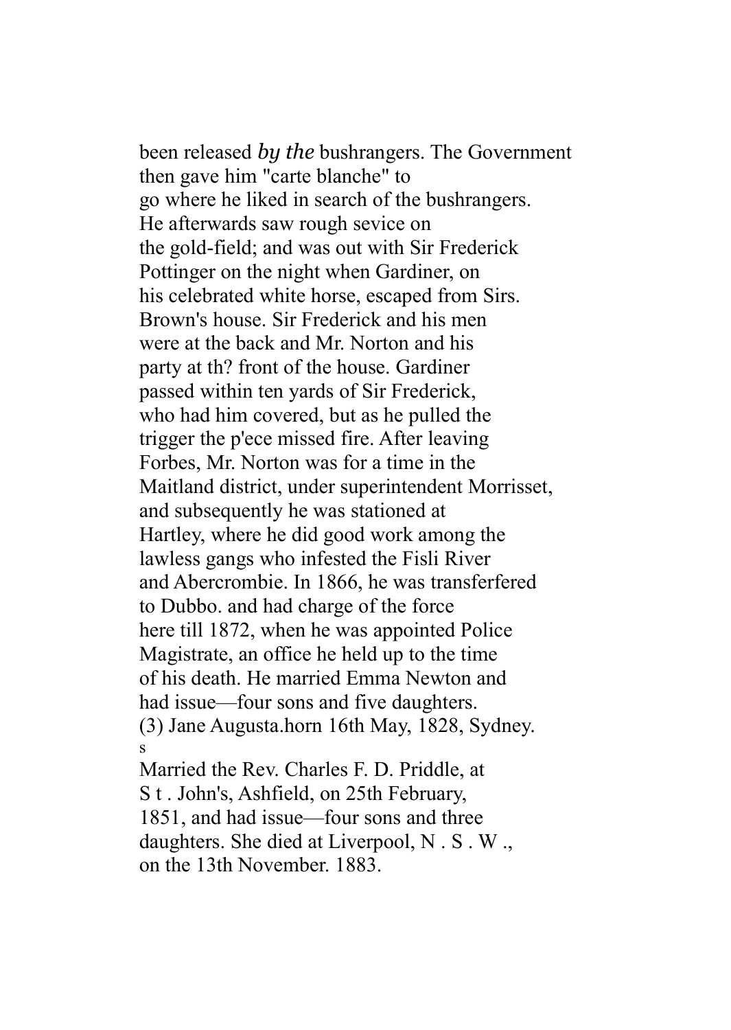been released *by the* bushrangers. The Government then gave him "carte blanche" to go where he liked in search of the bushrangers. He afterwards saw rough sevice on the gold-field; and was out with Sir Frederick Pottinger on the night when Gardiner, on his celebrated white horse, escaped from Sirs. Brown's house. Sir Frederick and his men were at the back and Mr. Norton and his party at th? front of the house. Gardiner passed within ten yards of Sir Frederick, who had him covered, but as he pulled the trigger the p'ece missed fire. After leaving Forbes, Mr. Norton was for a time in the Maitland district, under superintendent Morrisset, and subsequently he was stationed at Hartley, where he did good work among the lawless gangs who infested the Fisli River and Abercrombie. In 1866, he was transferfered to Dubbo. and had charge of the force here till 1872, when he was appointed Police Magistrate, an office he held up to the time of his death. He married Emma Newton and had issue—four sons and five daughters.

(3) Jane Augusta.horn 16th May, 1828, Sydney.
s
Married the Rev. Charles F. D. Priddle, at S t . John's, Ashfield, on 25th February, 1851, and had issue—four sons and three daughters. She died at Liverpool, N . S . W ., on the 13th November. 1883.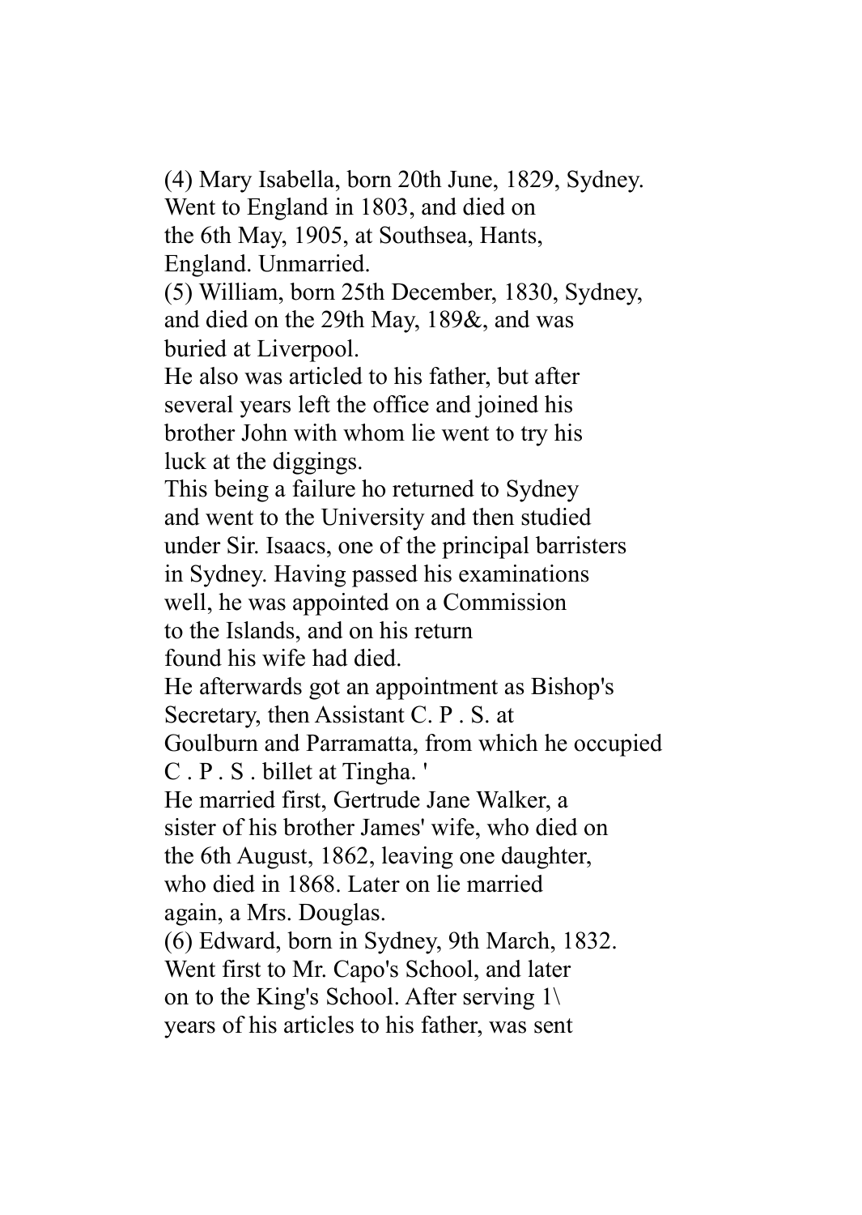(4) Mary Isabella, born 20th June, 1829, Sydney. Went to England in 1803, and died on the 6th May, 1905, at Southsea, Hants, England. Unmarried.

(5) William, born 25th December, 1830, Sydney, and died on the 29th May, 189&, and was buried at Liverpool.

He also was articled to his father, but after several years left the office and joined his brother John with whom lie went to try his luck at the diggings.

This being a failure ho returned to Sydney and went to the University and then studied under Sir. Isaacs, one of the principal barristers in Sydney. Having passed his examinations well, he was appointed on a Commission to the Islands, and on his return found his wife had died.

He afterwards got an appointment as Bishop's Secretary, then Assistant C. P . S. at Goulburn and Parramatta, from which he occupied C . P . S . billet at Tingha. '

He married first, Gertrude Jane Walker, a sister of his brother James' wife, who died on the 6th August, 1862, leaving one daughter, who died in 1868. Later on lie married again, a Mrs. Douglas.

(6) Edward, born in Sydney, 9th March, 1832. Went first to Mr. Capo's School, and later on to the King's School. After serving 1\ years of his articles to his father, was sent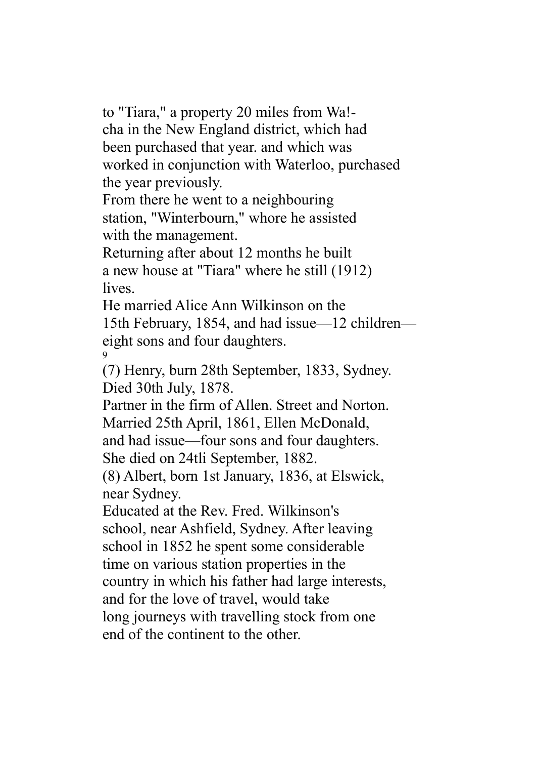to "Tiara," a property 20 miles from Wa!-
cha in the New England district, which had
been purchased that year. and which was
worked in conjunction with Waterloo, purchased
the year previously.

From there he went to a neighbouring
station, "Winterbourn," whore he assisted
with the management.

Returning after about 12 months he built
a new house at "Tiara" where he still (1912)
lives.

He married Alice Ann Wilkinson on the
15th February, 1854, and had issue—12 children—
eight sons and four daughters.

(7) Henry, burn 28th September, 1833, Sydney.
Died 30th July, 1878.

Partner in the firm of Allen. Street and Norton.
Married 25th April, 1861, Ellen McDonald,
and had issue—four sons and four daughters.
She died on 24tli September, 1882.

(8) Albert, born 1st January, 1836, at Elswick,
near Sydney.

Educated at the Rev. Fred. Wilkinson's
school, near Ashfield, Sydney. After leaving
school in 1852 he spent some considerable
time on various station properties in the
country in which his father had large interests,
and for the love of travel, would take
long journeys with travelling stock from one
end of the continent to the other.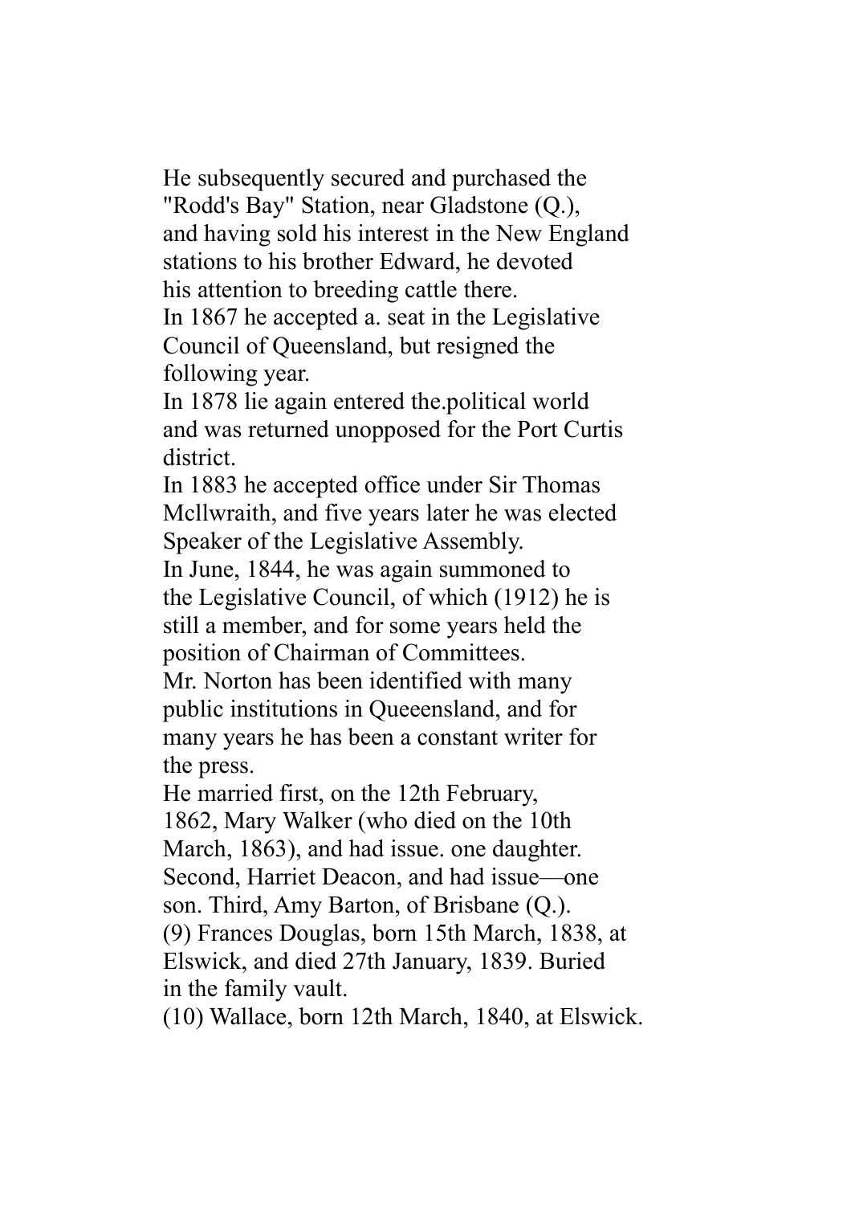He subsequently secured and purchased the "Rodd's Bay" Station, near Gladstone (Q.), and having sold his interest in the New England stations to his brother Edward, he devoted his attention to breeding cattle there.

In 1867 he accepted a. seat in the Legislative Council of Queensland, but resigned the following year.

In 1878 lie again entered the.political world and was returned unopposed for the Port Curtis district.

In 1883 he accepted office under Sir Thomas Mcllwraith, and five years later he was elected Speaker of the Legislative Assembly.

In June, 1844, he was again summoned to the Legislative Council, of which (1912) he is still a member, and for some years held the position of Chairman of Committees.

Mr. Norton has been identified with many public institutions in Queeensland, and for many years he has been a constant writer for the press.

He married first, on the 12th February, 1862, Mary Walker (who died on the 10th March, 1863), and had issue. one daughter. Second, Harriet Deacon, and had issue—one son. Third, Amy Barton, of Brisbane (Q.).

(9) Frances Douglas, born 15th March, 1838, at Elswick, and died 27th January, 1839. Buried in the family vault.

(10) Wallace, born 12th March, 1840, at Elswick.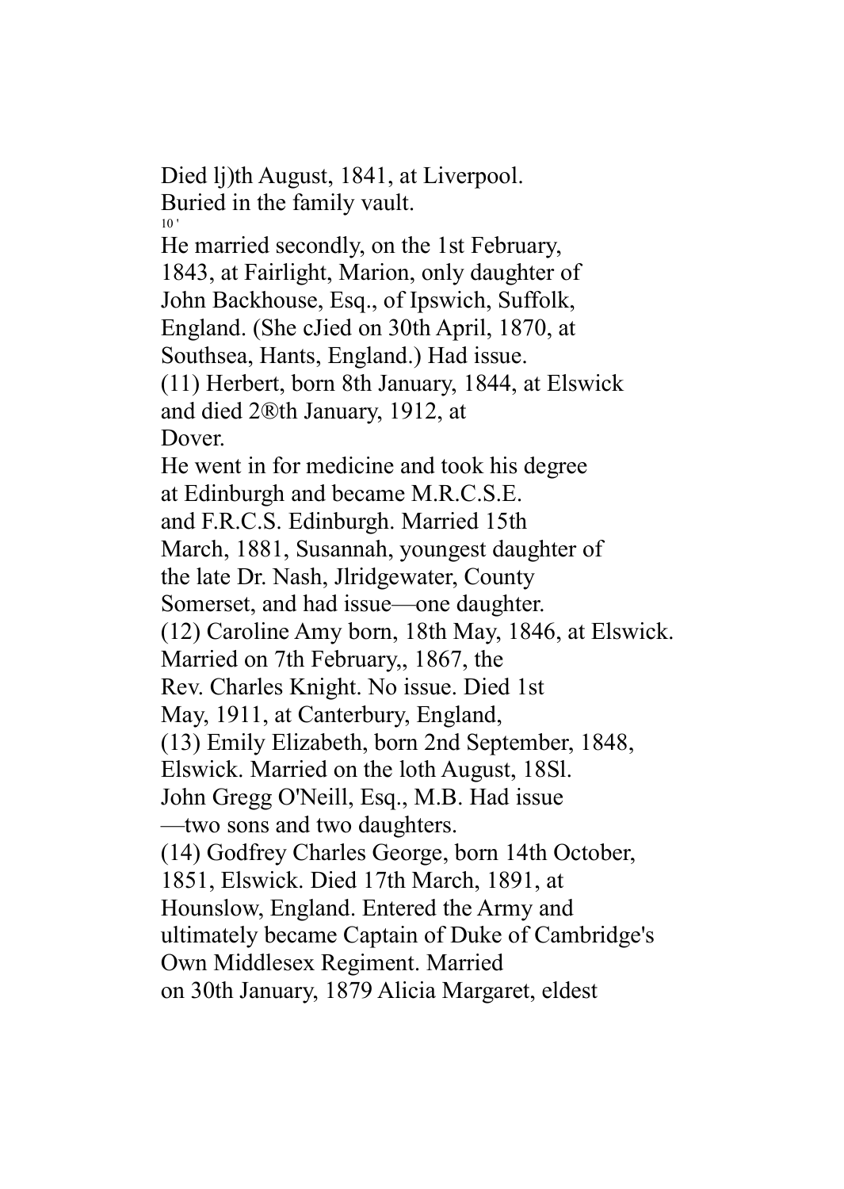Died lj)th August, 1841, at Liverpool. Buried in the family vault.

He married secondly, on the 1st February, 1843, at Fairlight, Marion, only daughter of John Backhouse, Esq., of Ipswich, Suffolk, England. (She cJied on 30th April, 1870, at Southsea, Hants, England.) Had issue.

(11) Herbert, born 8th January, 1844, at Elswick and died 2®th January, 1912, at Dover.

He went in for medicine and took his degree at Edinburgh and became M.R.C.S.E. and F.R.C.S. Edinburgh. Married 15th March, 1881, Susannah, youngest daughter of the late Dr. Nash, Jlridgewater, County Somerset, and had issue—one daughter.

(12) Caroline Amy born, 18th May, 1846, at Elswick. Married on 7th February,, 1867, the Rev. Charles Knight. No issue. Died 1st May, 1911, at Canterbury, England,

(13) Emily Elizabeth, born 2nd September, 1848, Elswick. Married on the loth August, 18Sl. John Gregg O'Neill, Esq., M.B. Had issue—two sons and two daughters.

(14) Godfrey Charles George, born 14th October, 1851, Elswick. Died 17th March, 1891, at Hounslow, England. Entered the Army and ultimately became Captain of Duke of Cambridge's Own Middlesex Regiment. Married on 30th January, 1879 Alicia Margaret, eldest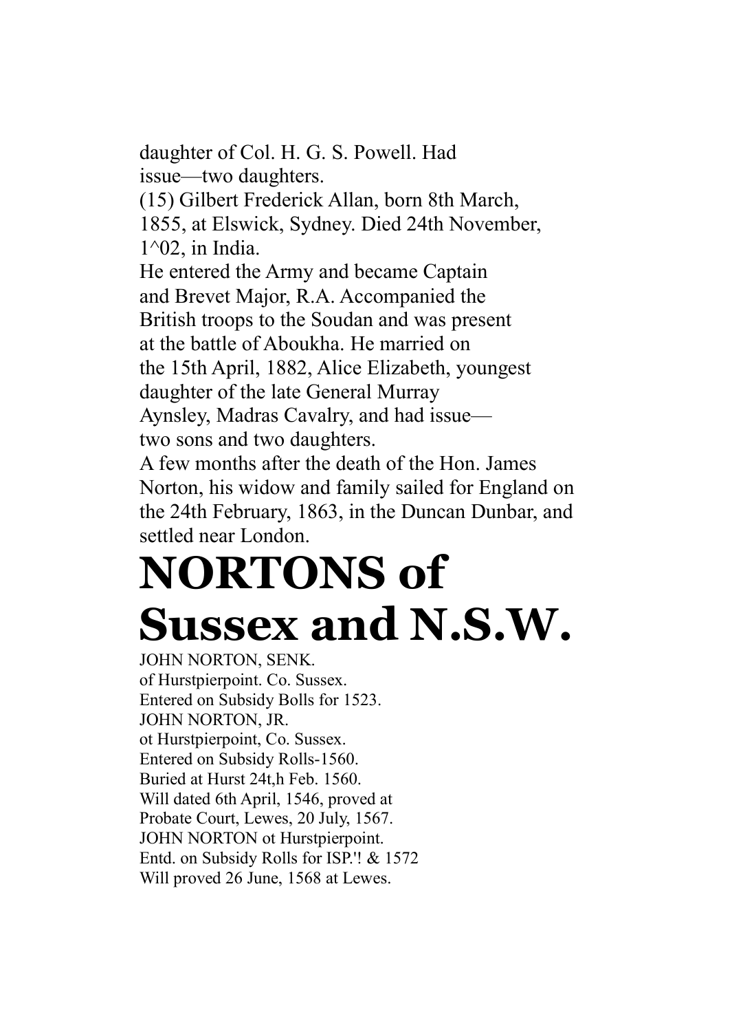daughter of Col. H. G. S. Powell. Had issue—two daughters.

(15) Gilbert Frederick Allan, born 8th March, 1855, at Elswick, Sydney. Died 24th November, 1^02, in India.

He entered the Army and became Captain and Brevet Major, R.A. Accompanied the British troops to the Soudan and was present at the battle of Aboukha. He married on the 15th April, 1882, Alice Elizabeth, youngest daughter of the late General Murray Aynsley, Madras Cavalry, and had issue—two sons and two daughters.

A few months after the death of the Hon. James Norton, his widow and family sailed for England on the 24th February, 1863, in the Duncan Dunbar, and settled near London.

# NORTONS of Sussex and N.S.W.

JOHN NORTON, SENK.
of Hurstpierpoint. Co. Sussex.
Entered on Subsidy Bolls for 1523.

JOHN NORTON, JR.
ot Hurstpierpoint, Co. Sussex.
Entered on Subsidy Rolls-1560.
Buried at Hurst 24t,h Feb. 1560.
Will dated 6th April, 1546, proved at Probate Court, Lewes, 20 July, 1567.

JOHN NORTON ot Hurstpierpoint.
Entd. on Subsidy Rolls for ISP.'! & 1572
Will proved 26 June, 1568 at Lewes.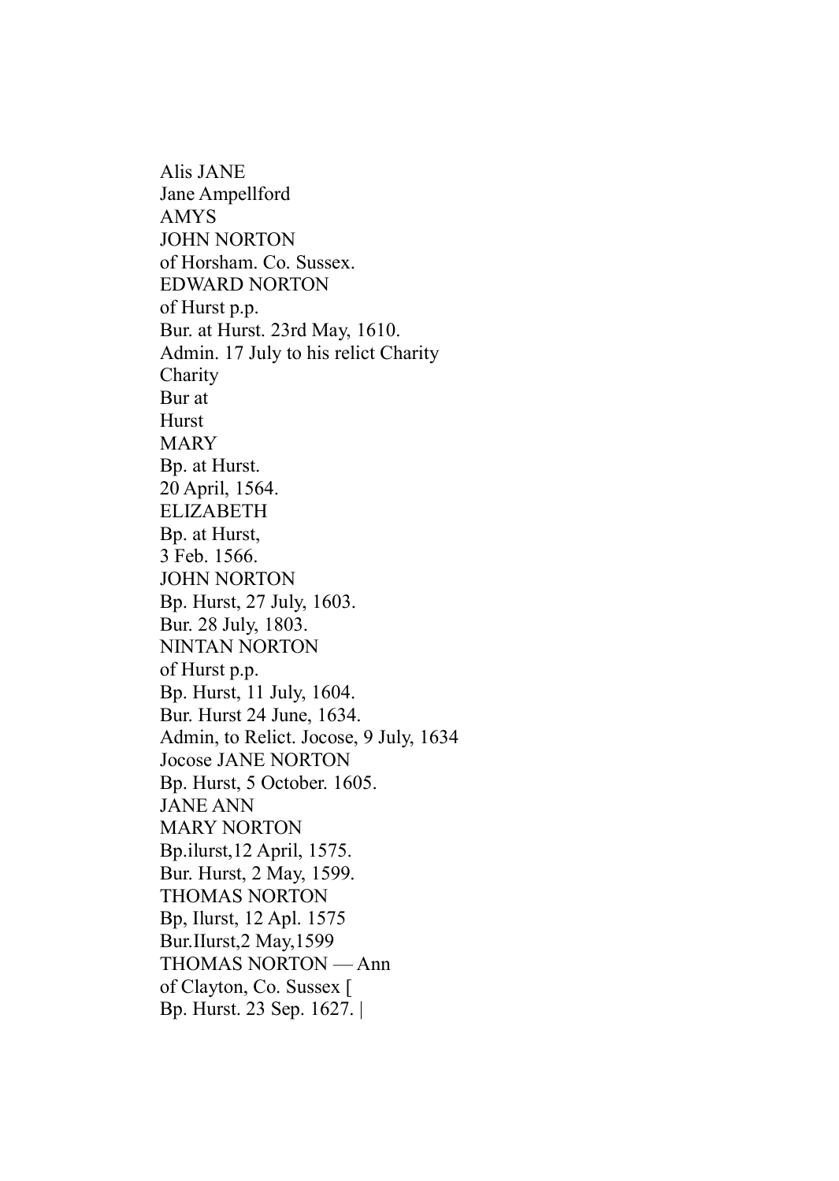Alis JANE
Jane Ampellford
AMYS
JOHN NORTON
of Horsham. Co. Sussex.
EDWARD NORTON
of Hurst p.p.
Bur. at Hurst. 23rd May, 1610.
Admin. 17 July to his relict Charity
Charity
Bur at
Hurst
MARY
Bp. at Hurst.
20 April, 1564.
ELIZABETH
Bp. at Hurst,
3 Feb. 1566.
JOHN NORTON
Bp. Hurst, 27 July, 1603.
Bur. 28 July, 1803.
NINTAN NORTON
of Hurst p.p.
Bp. Hurst, 11 July, 1604.
Bur. Hurst 24 June, 1634.
Admin, to Relict. Jocose, 9 July, 1634
Jocose JANE NORTON
Bp. Hurst, 5 October. 1605.
JANE ANN
MARY NORTON
Bp.ilurst,12 April, 1575.
Bur. Hurst, 2 May, 1599.
THOMAS NORTON
Bp, Ilurst, 12 Apl. 1575
Bur.IIurst,2 May,1599
THOMAS NORTON — Ann
of Clayton, Co. Sussex [
Bp. Hurst. 23 Sep. 1627. |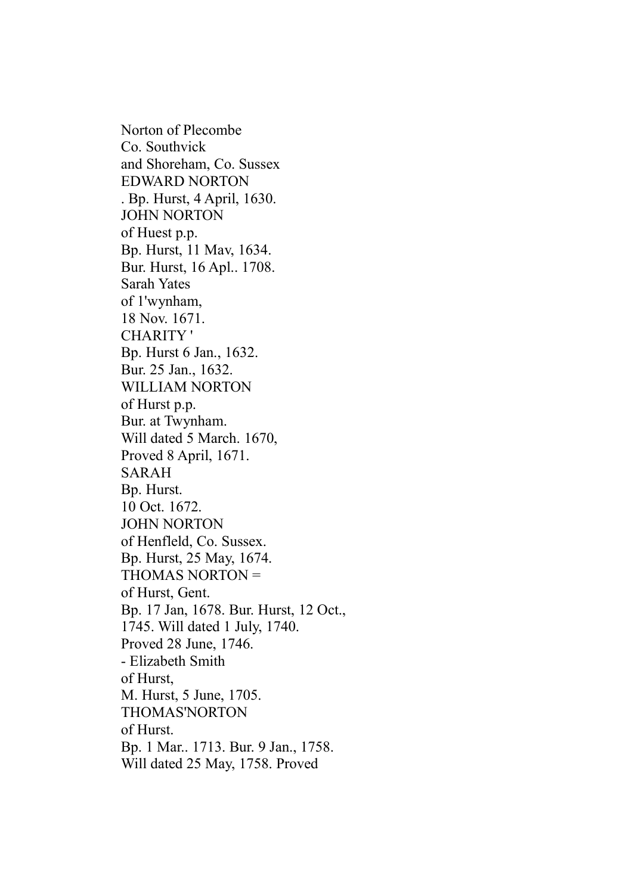Norton of Plecombe
Co. Southvick
and Shoreham, Co. Sussex

EDWARD NORTON
. Bp. Hurst, 4 April, 1630.

JOHN NORTON
of Huest p.p.
Bp. Hurst, 11 Mav, 1634.
Bur. Hurst, 16 Apl.. 1708.

Sarah Yates
of 1'wynham,
18 Nov. 1671.

CHARITY '
Bp. Hurst 6 Jan., 1632.
Bur. 25 Jan., 1632.

WILLIAM NORTON
of Hurst p.p.
Bur. at Twynham.
Will dated 5 March. 1670,
Proved 8 April, 1671.

SARAH
Bp. Hurst.
10 Oct. 1672.

JOHN NORTON
of Henfleld, Co. Sussex.
Bp. Hurst, 25 May, 1674.

THOMAS NORTON =
of Hurst, Gent.
Bp. 17 Jan, 1678. Bur. Hurst, 12 Oct.,
1745. Will dated 1 July, 1740.
Proved 28 June, 1746.

- Elizabeth Smith
of Hurst,
M. Hurst, 5 June, 1705.

THOMAS'NORTON
of Hurst.
Bp. 1 Mar.. 1713. Bur. 9 Jan., 1758.
Will dated 25 May, 1758. Proved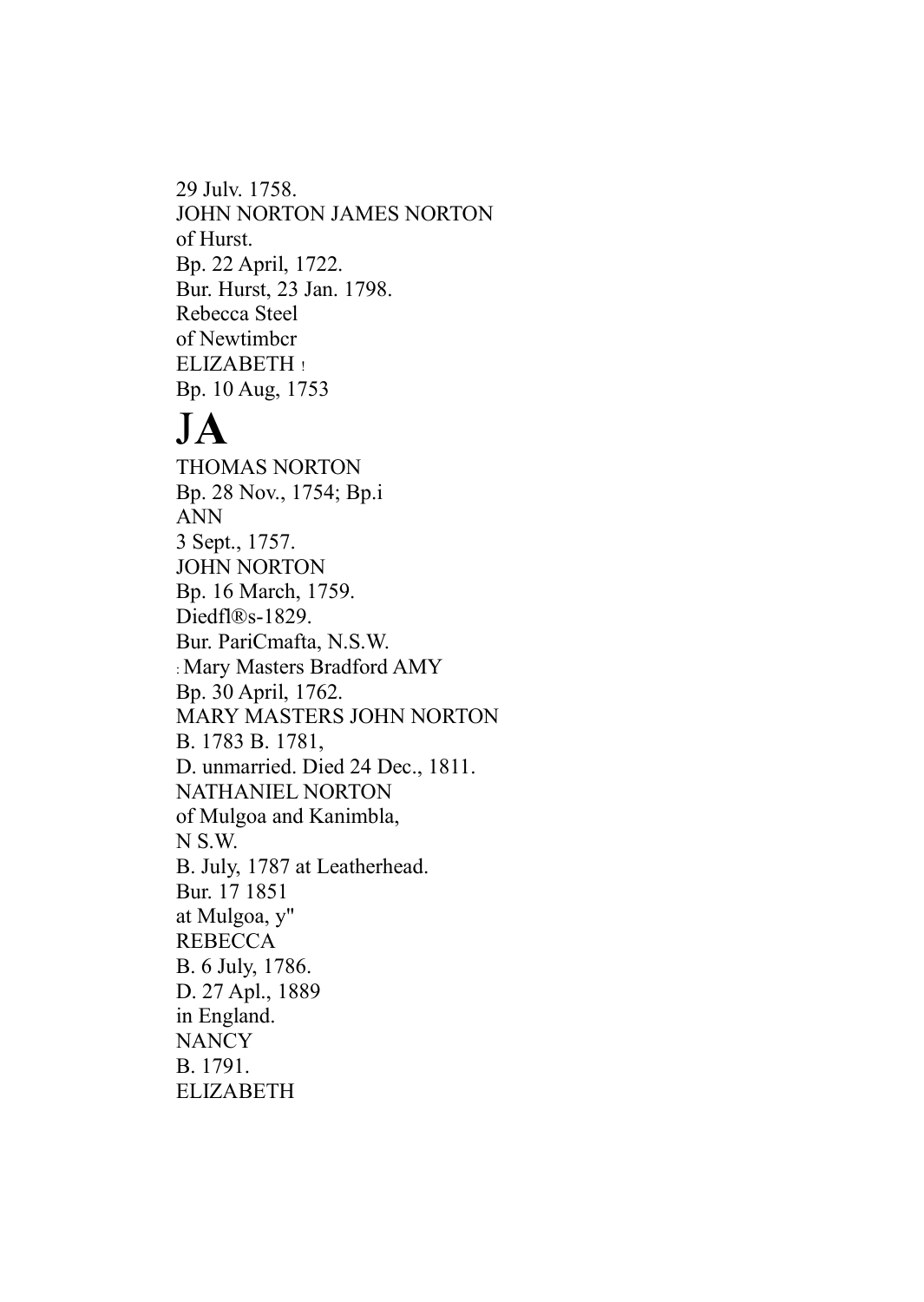29 Julv. 1758.
JOHN NORTON JAMES NORTON
of Hurst.
Bp. 22 April, 1722.
Bur. Hurst, 23 Jan. 1798.
Rebecca Steel
of Newtimbcr
ELIZABETH !
Bp. 10 Aug, 1753

# JA

THOMAS NORTON
Bp. 28 Nov., 1754; Bp.i
ANN
3 Sept., 1757.
JOHN NORTON
Bp. 16 March, 1759.
Diedfl®s-1829.
Bur. PariCmafta, N.S.W.
: Mary Masters Bradford AMY
Bp. 30 April, 1762.
MARY MASTERS JOHN NORTON
B. 1783 B. 1781,
D. unmarried. Died 24 Dec., 1811.
NATHANIEL NORTON
of Mulgoa and Kanimbla,
N S.W.
B. July, 1787 at Leatherhead.
Bur. 17 1851
at Mulgoa, y"
REBECCA
B. 6 July, 1786.
D. 27 Apl., 1889
in England.
NANCY
B. 1791.
ELIZABETH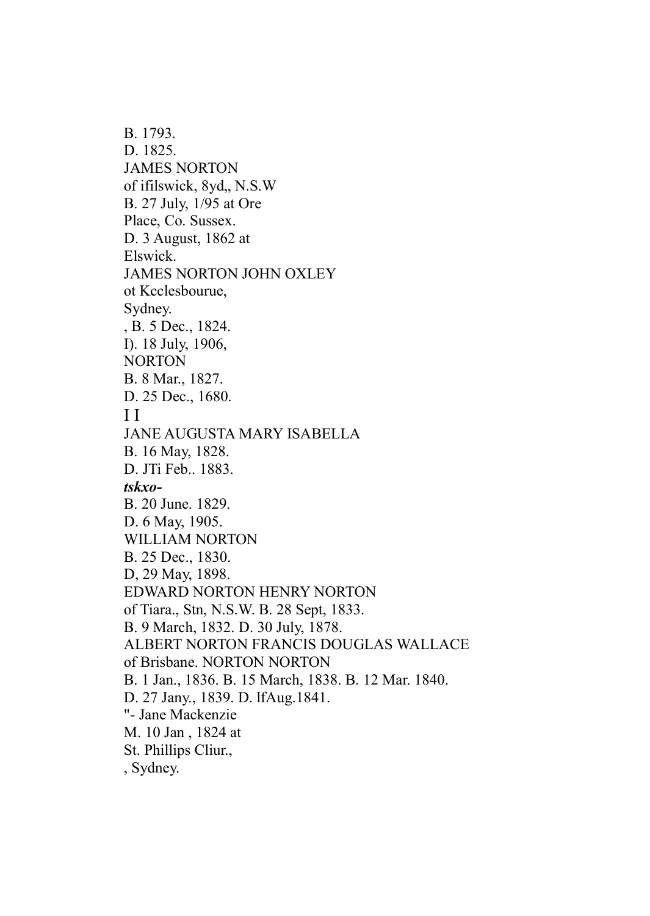B. 1793.
D. 1825.
JAMES NORTON
of ifilswick, 8yd,, N.S.W
B. 27 July, 1/95 at Ore
Place, Co. Sussex.
D. 3 August, 1862 at
Elswick.
JAMES NORTON JOHN OXLEY
ot Kcclesbourue,
Sydney.
, B. 5 Dec., 1824.
I). 18 July, 1906,
NORTON
B. 8 Mar., 1827.
D. 25 Dec., 1680.
I I
JANE AUGUSTA MARY ISABELLA
B. 16 May, 1828.
D. JTi Feb.. 1883.
***tskxo-***
B. 20 June. 1829.
D. 6 May, 1905.
WILLIAM NORTON
B. 25 Dec., 1830.
D, 29 May, 1898.
EDWARD NORTON HENRY NORTON
of Tiara., Stn, N.S.W. B. 28 Sept, 1833.
B. 9 March, 1832. D. 30 July, 1878.
ALBERT NORTON FRANCIS DOUGLAS WALLACE
of Brisbane. NORTON NORTON
B. 1 Jan., 1836. B. 15 March, 1838. B. 12 Mar. 1840.
D. 27 Jany., 1839. D. lfAug.1841.
"- Jane Mackenzie
M. 10 Jan , 1824 at
St. Phillips Cliur.,
, Sydney.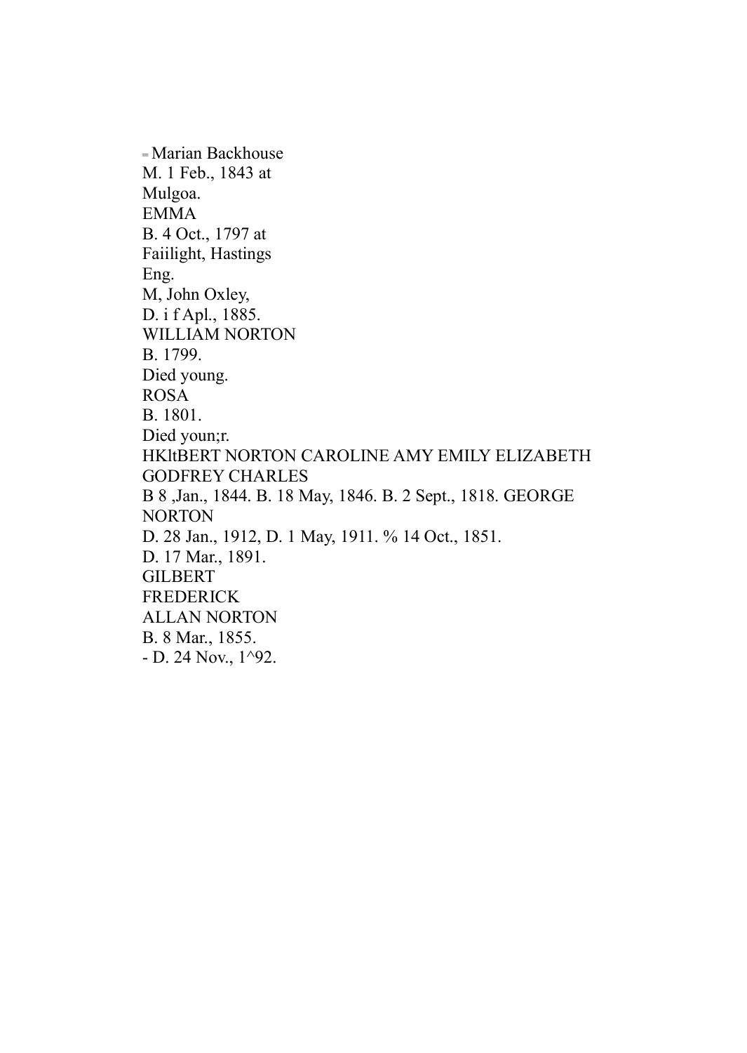= Marian Backhouse
M. 1 Feb., 1843 at
Mulgoa.
EMMA
B. 4 Oct., 1797 at
Faiilight, Hastings
Eng.
M, John Oxley,
D. i f Apl., 1885.
WILLIAM NORTON
B. 1799.
Died young.
ROSA
B. 1801.
Died youn;r.
HKltBERT NORTON CAROLINE AMY EMILY ELIZABETH
GODFREY CHARLES
B 8 ,Jan., 1844. B. 18 May, 1846. B. 2 Sept., 1818. GEORGE
NORTON
D. 28 Jan., 1912, D. 1 May, 1911. % 14 Oct., 1851.
D. 17 Mar., 1891.
GILBERT
FREDERICK
ALLAN NORTON
B. 8 Mar., 1855.
- D. 24 Nov., 1^92.